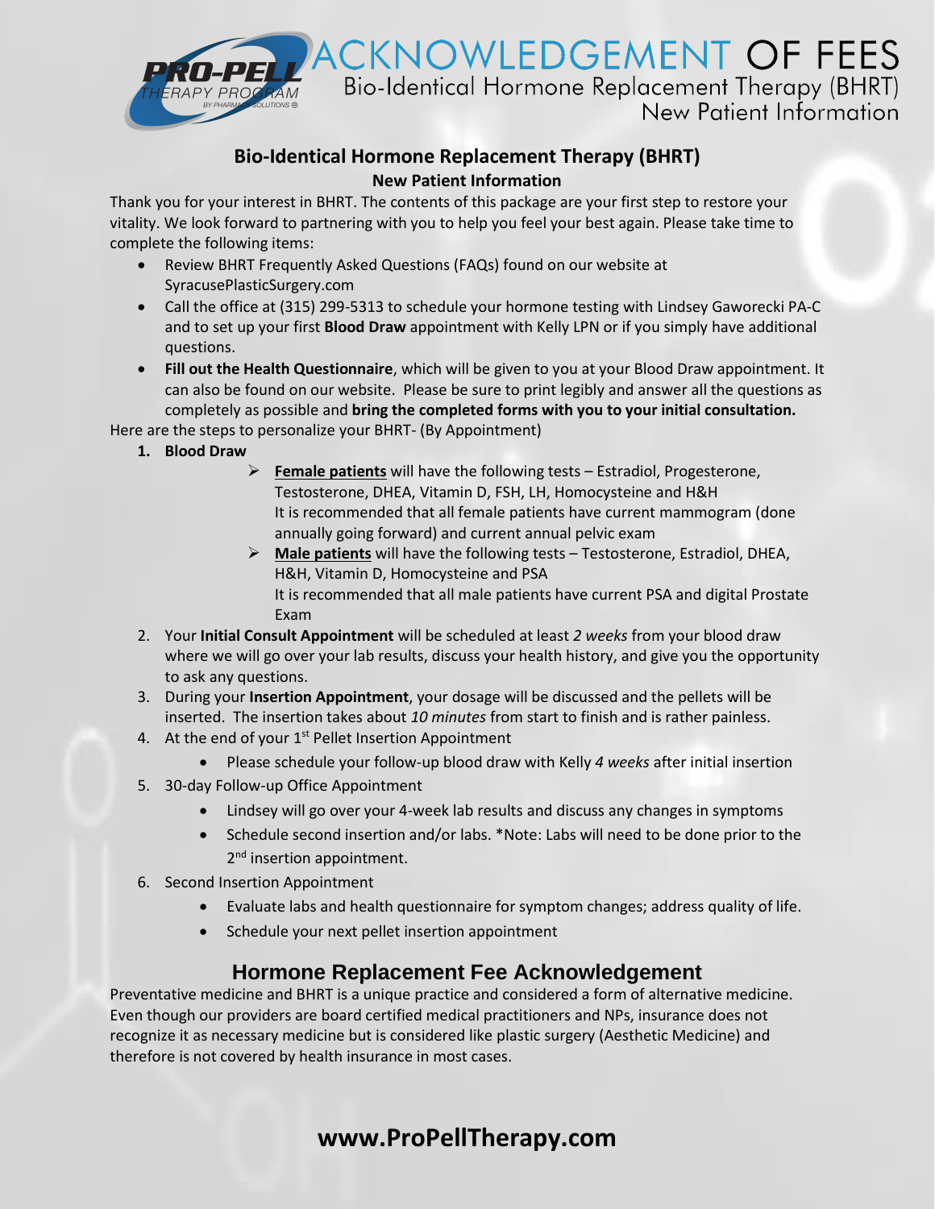# ACKNOWLEDGEMENT OF FEES

Bio-Identical Hormone Replacement Therapy (BHRT)
New Patient Information

## Bio-Identical Hormone Replacement Therapy (BHRT)

### New Patient Information

Thank you for your interest in BHRT. The contents of this package are your first step to restore your vitality. We look forward to partnering with you to help you feel your best again. Please take time to complete the following items:

- Review BHRT Frequently Asked Questions (FAQs) found on our website at SyracusePlasticSurgery.com
- Call the office at (315) 299-5313 to schedule your hormone testing with Lindsey Gaworecki PA-C and to set up your first **Blood Draw** appointment with Kelly LPN or if you simply have additional questions.
- **Fill out the Health Questionnaire**, which will be given to you at your Blood Draw appointment. It can also be found on our website. Please be sure to print legibly and answer all the questions as completely as possible and **bring the completed forms with you to your initial consultation.**

Here are the steps to personalize your BHRT- (By Appointment)

1. **Blood Draw**
   - **Female patients** will have the following tests – Estradiol, Progesterone, Testosterone, DHEA, Vitamin D, FSH, LH, Homocysteine and H&H
     It is recommended that all female patients have current mammogram (done annually going forward) and current annual pelvic exam
   - **Male patients** will have the following tests – Testosterone, Estradiol, DHEA, H&H, Vitamin D, Homocysteine and PSA
     It is recommended that all male patients have current PSA and digital Prostate Exam
2. Your **Initial Consult Appointment** will be scheduled at least *2 weeks* from your blood draw where we will go over your lab results, discuss your health history, and give you the opportunity to ask any questions.
3. During your **Insertion Appointment**, your dosage will be discussed and the pellets will be inserted. The insertion takes about *10 minutes* from start to finish and is rather painless.
4. At the end of your 1st Pellet Insertion Appointment
   - Please schedule your follow-up blood draw with Kelly *4 weeks* after initial insertion
5. 30-day Follow-up Office Appointment
   - Lindsey will go over your 4-week lab results and discuss any changes in symptoms
   - Schedule second insertion and/or labs. *Note: Labs will need to be done prior to the 2nd insertion appointment.
6. Second Insertion Appointment
   - Evaluate labs and health questionnaire for symptom changes; address quality of life.
   - Schedule your next pellet insertion appointment

## Hormone Replacement Fee Acknowledgement

Preventative medicine and BHRT is a unique practice and considered a form of alternative medicine. Even though our providers are board certified medical practitioners and NPs, insurance does not recognize it as necessary medicine but is considered like plastic surgery (Aesthetic Medicine) and therefore is not covered by health insurance in most cases.

**www.ProPellTherapy.com**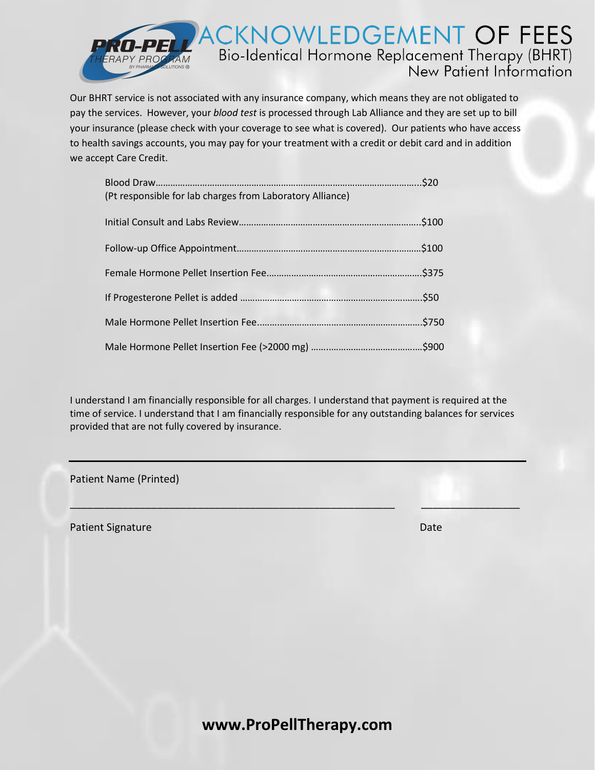# ACKNOWLEDGEMENT OF FEES

## Bio-Identical Hormone Replacement Therapy (BHRT)

### New Patient Information

Our BHRT service is not associated with any insurance company, which means they are not obligated to pay the services. However, your *blood test* is processed through Lab Alliance and they are set up to bill your insurance (please check with your coverage to see what is covered). Our patients who have access to health savings accounts, you may pay for your treatment with a credit or debit card and in addition we accept Care Credit.

| | |
|---|---|
| Blood Draw (Pt responsible for lab charges from Laboratory Alliance) | $20 |
| Initial Consult and Labs Review | $100 |
| Follow-up Office Appointment | $100 |
| Female Hormone Pellet Insertion Fee | $375 |
| If Progesterone Pellet is added | $50 |
| Male Hormone Pellet Insertion Fee | $750 |
| Male Hormone Pellet Insertion Fee (>2000 mg) | $900 |

I understand I am financially responsible for all charges. I understand that payment is required at the time of service. I understand that I am financially responsible for any outstanding balances for services provided that are not fully covered by insurance.

Patient Name (Printed)

\_\_\_\_\_\_\_\_\_\_\_\_\_\_\_\_\_\_\_\_\_\_\_\_\_\_\_\_\_\_\_\_\_\_\_\_\_\_\_\_\_\_\_\_\_ \_\_\_\_\_\_\_\_\_\_\_\_\_\_\_\_

Patient Signature Date

**www.ProPellTherapy.com**